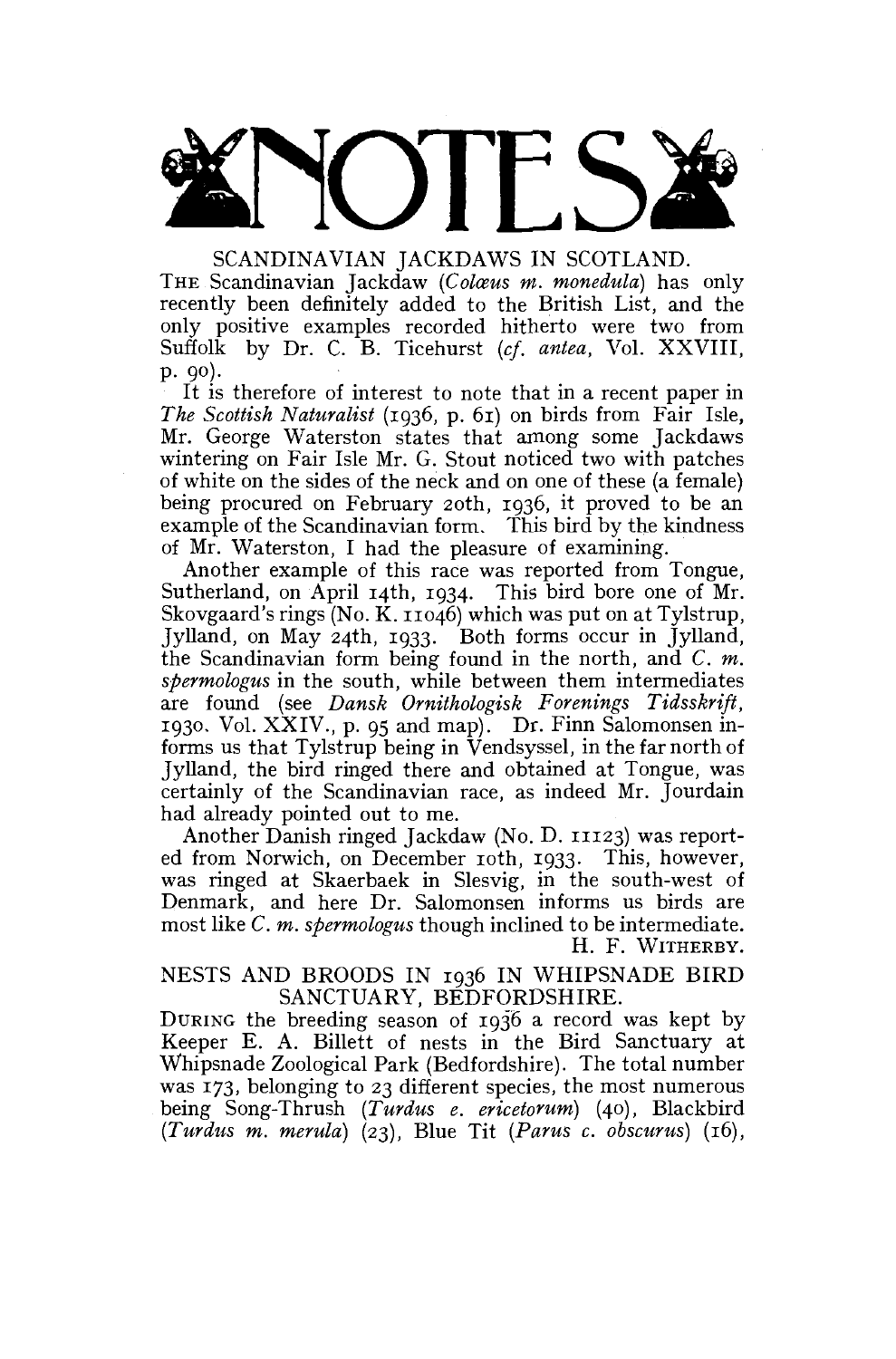# NOTES

## SCANDINAVIAN JACKDAWS IN SCOTLAND.

THE Scandinavian Jackdaw (*Colœus m. monedula*) has only recently been definitely added to the British List, and the only positive examples recorded hitherto were two from Suffolk by Dr. C. B. Ticehurst (*cf. antea*, Vol. XXVIII, p. 90).

It is therefore of interest to note that in a recent paper in *The Scottish Naturalist* (1936, p. 61) on birds from Fair Isle, Mr. George Waterston states that among some Jackdaws wintering on Fair Isle Mr. G. Stout noticed two with patches of white on the sides of the neck and on one of these (a female) being procured on February 20th, 1936, it proved to be an example of the Scandinavian form. This bird by the kindness of Mr. Waterston, I had the pleasure of examining.

Another example of this race was reported from Tongue, Sutherland, on April 14th, 1934. This bird bore one of Mr. Skovgaard's rings (No. K. 11046) which was put on at Tylstrup, Jylland, on May 24th, 1933. Both forms occur in Jylland, the Scandinavian form being found in the north, and *C. m. spermologus* in the south, while between them intermediates are found (see *Dansk Ornithologisk Forenings Tidsskrift*, 1930, Vol. XXIV., p. 95 and map). Dr. Finn Salomonsen informs us that Tylstrup being in Vendsyssel, in the far north of Jylland, the bird ringed there and obtained at Tongue, was certainly of the Scandinavian race, as indeed Mr. Jourdain had already pointed out to me.

Another Danish ringed Jackdaw (No. D. 11123) was reported from Norwich, on December 10th, 1933. This, however, was ringed at Skaerbaek in Slesvig, in the south-west of Denmark, and here Dr. Salomonsen informs us birds are most like *C. m. spermologus* though inclined to be intermediate.

H. F. WITHERBY.

## NESTS AND BROODS IN 1936 IN WHIPSNADE BIRD SANCTUARY, BEDFORDSHIRE.

DURING the breeding season of 1936 a record was kept by Keeper E. A. Billett of nests in the Bird Sanctuary at Whipsnade Zoological Park (Bedfordshire). The total number was 173, belonging to 23 different species, the most numerous being Song-Thrush (*Turdus e. ericetorum*) (40), Blackbird (*Turdus m. merula*) (23), Blue Tit (*Parus c. obscurus*) (16),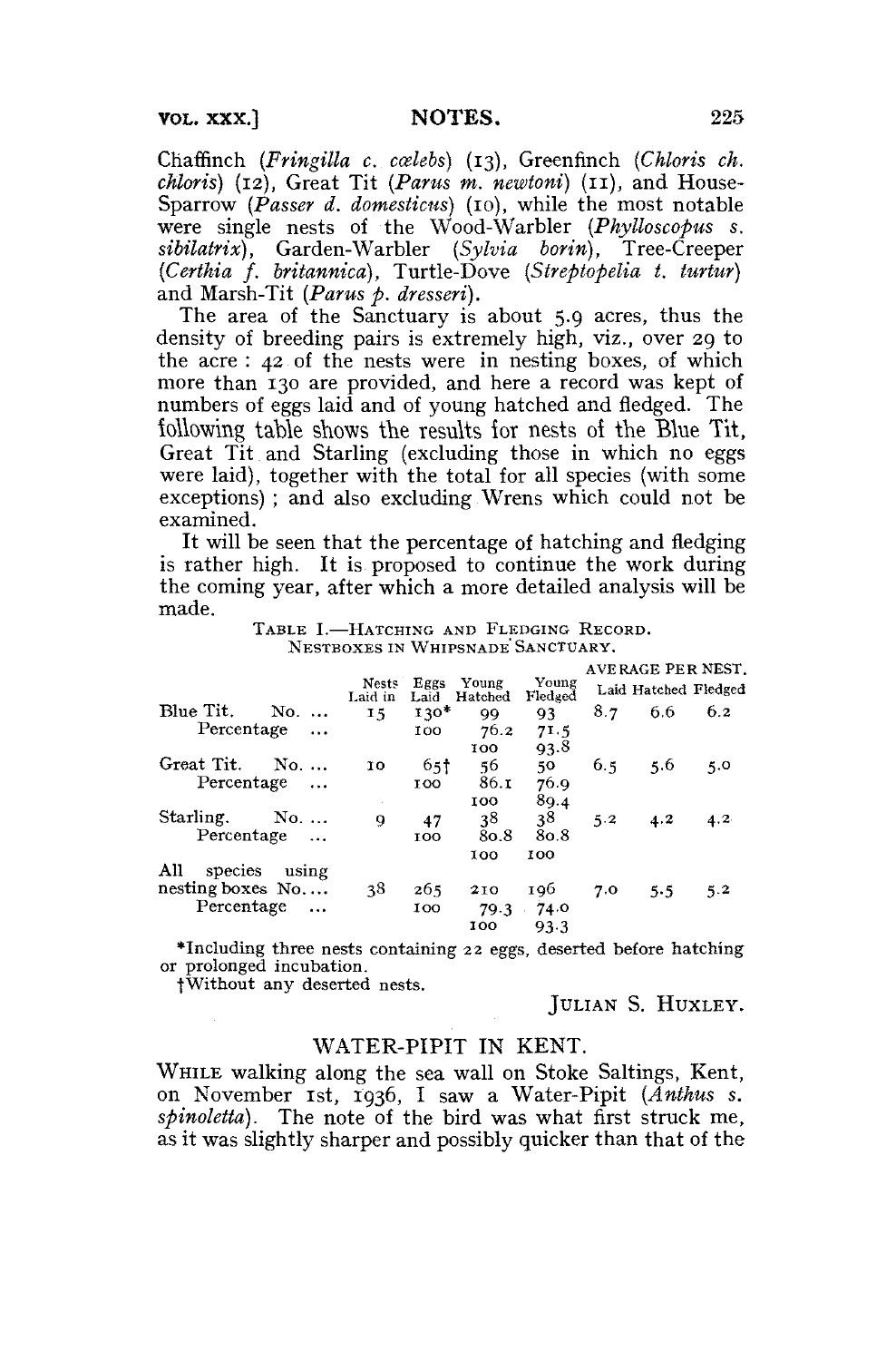Chaffinch (*Fringilla c. cœlebs*) (13), Greenfinch (*Chloris ch. chloris*) (12), Great Tit (*Parus m. newtoni*) (11), and House-Sparrow (*Passer d. domesticus*) (10), while the most notable were single nests of the Wood-Warbler (*Phylloscopus s. sibilatrix*), Garden-Warbler (*Sylvia borin*), Tree-Creeper (*Certhia f. britannica*), Turtle-Dove (*Streptopelia t. turtur*) and Marsh-Tit (*Parus p. dresseri*).

The area of the Sanctuary is about 5.9 acres, thus the density of breeding pairs is extremely high, viz., over 29 to the acre : 42 of the nests were in nesting boxes, of which more than 130 are provided, and here a record was kept of numbers of eggs laid and of young hatched and fledged. The following table shows the results for nests of the Blue Tit, Great Tit and Starling (excluding those in which no eggs were laid), together with the total for all species (with some exceptions) ; and also excluding Wrens which could not be examined.

It will be seen that the percentage of hatching and fledging is rather high. It is proposed to continue the work during the coming year, after which a more detailed analysis will be made.

TABLE I.—HATCHING AND FLEDGING RECORD.
NESTBOXES IN WHIPSNADE SANCTUARY.

| | Nests Laid in | Eggs Laid | Young Hatched | Young Fledged | AVERAGE PER NEST. Laid | Hatched | Fledged |
|---|---|---|---|---|---|---|---|
| Blue Tit. No. ... | 15 | 130* | 99 | 93 | 8.7 | 6.6 | 6.2 |
| Percentage ... | | 100 | 76.2 | 71.5 | | | |
| | | | 100 | 93.8 | | | |
| Great Tit. No. ... | 10 | 65† | 56 | 50 | 6.5 | 5.6 | 5.0 |
| Percentage ... | | 100 | 86.1 | 76.9 | | | |
| | | | 100 | 89.4 | | | |
| Starling. No. ... | 9 | 47 | 38 | 38 | 5.2 | 4.2 | 4.2 |
| Percentage ... | | 100 | 80.8 | 80.8 | | | |
| | | | 100 | 100 | | | |
| All species using nesting boxes No.... | 38 | 265 | 210 | 196 | 7.0 | 5.5 | 5.2 |
| Percentage ... | | 100 | 79.3 | 74.0 | | | |
| | | | 100 | 93.3 | | | |

*Including three nests containing 22 eggs, deserted before hatching or prolonged incubation.

†Without any deserted nests.

JULIAN S. HUXLEY.

## WATER-PIPIT IN KENT.

WHILE walking along the sea wall on Stoke Saltings, Kent, on November 1st, 1936, I saw a Water-Pipit (*Anthus s. spinoletta*). The note of the bird was what first struck me, as it was slightly sharper and possibly quicker than that of the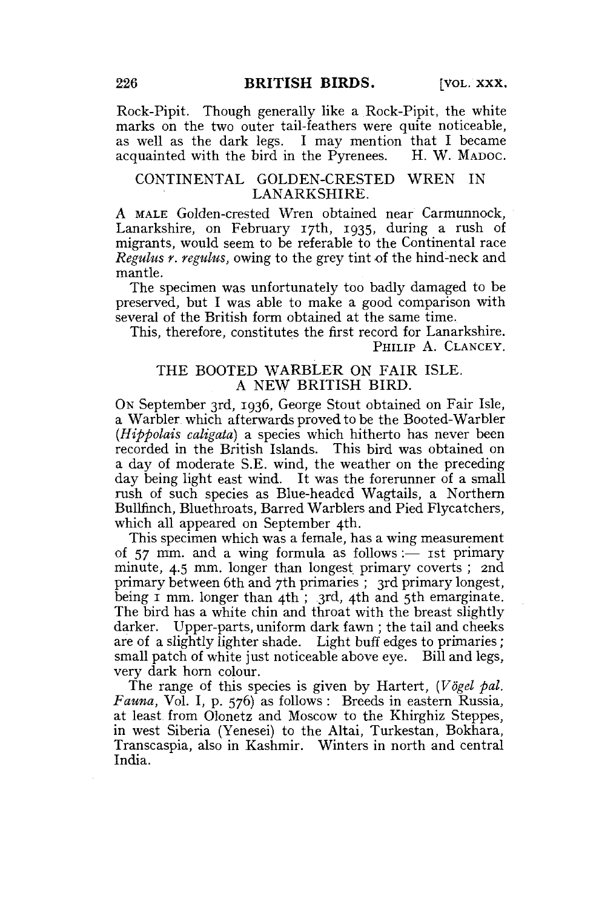Rock-Pipit. Though generally like a Rock-Pipit, the white marks on the two outer tail-feathers were quite noticeable, as well as the dark legs. I may mention that I became acquainted with the bird in the Pyrenees. H. W. MADOC.

## CONTINENTAL GOLDEN-CRESTED WREN IN LANARKSHIRE.

A MALE Golden-crested Wren obtained near Carmunnock, Lanarkshire, on February 17th, 1935, during a rush of migrants, would seem to be referable to the Continental race *Regulus r. regulus*, owing to the grey tint of the hind-neck and mantle.

The specimen was unfortunately too badly damaged to be preserved, but I was able to make a good comparison with several of the British form obtained at the same time.

This, therefore, constitutes the first record for Lanarkshire.

PHILIP A. CLANCEY.

## THE BOOTED WARBLER ON FAIR ISLE. A NEW BRITISH BIRD.

ON September 3rd, 1936, George Stout obtained on Fair Isle, a Warbler which afterwards proved to be the Booted-Warbler (*Hippolais caligata*) a species which hitherto has never been recorded in the British Islands. This bird was obtained on a day of moderate S.E. wind, the weather on the preceding day being light east wind. It was the forerunner of a small rush of such species as Blue-headed Wagtails, a Northern Bullfinch, Bluethroats, Barred Warblers and Pied Flycatchers, which all appeared on September 4th.

This specimen which was a female, has a wing measurement of 57 mm. and a wing formula as follows:— 1st primary minute, 4.5 mm. longer than longest primary coverts; 2nd primary between 6th and 7th primaries; 3rd primary longest, being 1 mm. longer than 4th; 3rd, 4th and 5th emarginate. The bird has a white chin and throat with the breast slightly darker. Upper-parts, uniform dark fawn; the tail and cheeks are of a slightly lighter shade. Light buff edges to primaries; small patch of white just noticeable above eye. Bill and legs, very dark horn colour.

The range of this species is given by Hartert, (*Vögel pal. Fauna*, Vol. I, p. 576) as follows: Breeds in eastern Russia, at least from Olonetz and Moscow to the Khirghiz Steppes, in west Siberia (Yenesei) to the Altai, Turkestan, Bokhara, Transcaspia, also in Kashmir. Winters in north and central India.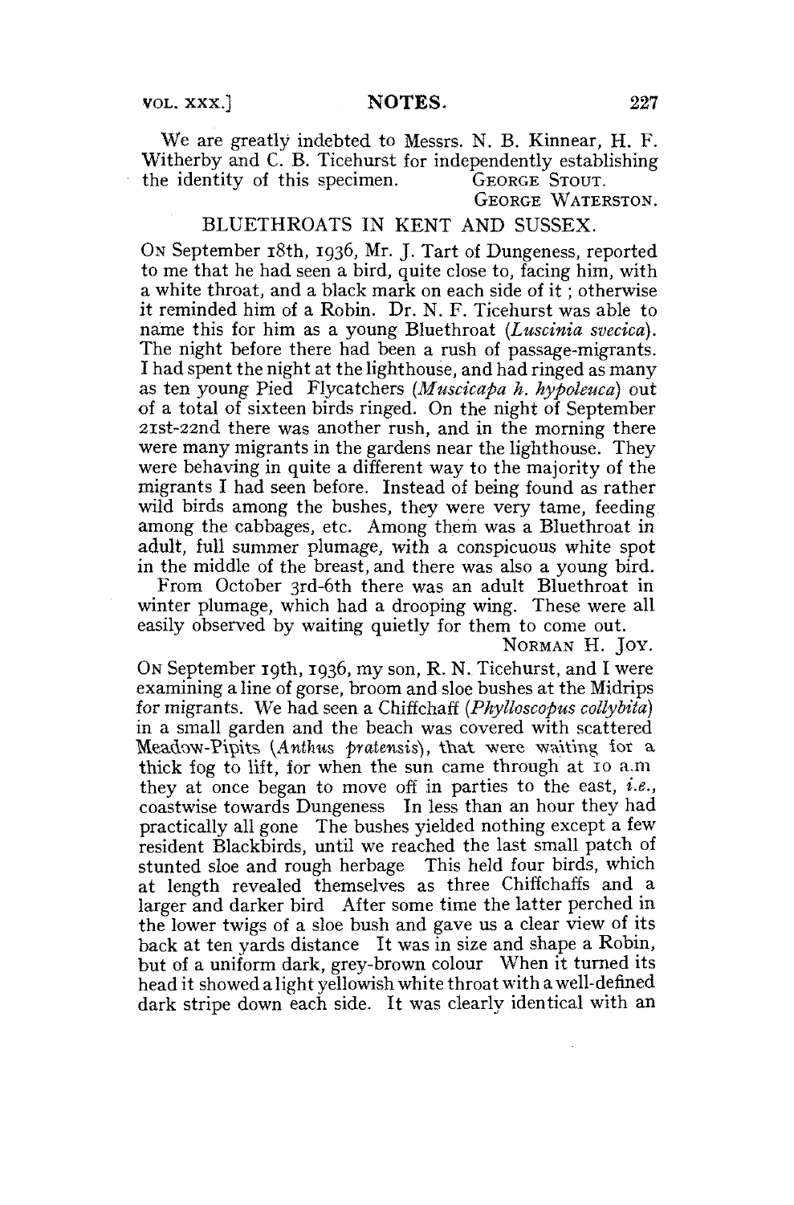We are greatly indebted to Messrs. N. B. Kinnear, H. F. Witherby and C. B. Ticehurst for independently establishing the identity of this specimen.

GEORGE STOUT.
GEORGE WATERSTON.

## BLUETHROATS IN KENT AND SUSSEX.

ON September 18th, 1936, Mr. J. Tart of Dungeness, reported to me that he had seen a bird, quite close to, facing him, with a white throat, and a black mark on each side of it; otherwise it reminded him of a Robin. Dr. N. F. Ticehurst was able to name this for him as a young Bluethroat (*Luscinia svecica*). The night before there had been a rush of passage-migrants. I had spent the night at the lighthouse, and had ringed as many as ten young Pied Flycatchers (*Muscicapa h. hypoleuca*) out of a total of sixteen birds ringed. On the night of September 21st-22nd there was another rush, and in the morning there were many migrants in the gardens near the lighthouse. They were behaving in quite a different way to the majority of the migrants I had seen before. Instead of being found as rather wild birds among the bushes, they were very tame, feeding among the cabbages, etc. Among them was a Bluethroat in adult, full summer plumage, with a conspicuous white spot in the middle of the breast, and there was also a young bird.

From October 3rd-6th there was an adult Bluethroat in winter plumage, which had a drooping wing. These were all easily observed by waiting quietly for them to come out.

NORMAN H. JOY.

ON September 19th, 1936, my son, R. N. Ticehurst, and I were examining a line of gorse, broom and sloe bushes at the Midrips for migrants. We had seen a Chiffchaff (*Phylloscopus collybita*) in a small garden and the beach was covered with scattered Meadow-Pipits (*Anthus pratensis*), that were waiting for a thick fog to lift, for when the sun came through at 10 a.m they at once began to move off in parties to the east, *i.e.*, coastwise towards Dungeness In less than an hour they had practically all gone The bushes yielded nothing except a few resident Blackbirds, until we reached the last small patch of stunted sloe and rough herbage This held four birds, which at length revealed themselves as three Chiffchaffs and a larger and darker bird After some time the latter perched in the lower twigs of a sloe bush and gave us a clear view of its back at ten yards distance It was in size and shape a Robin, but of a uniform dark, grey-brown colour When it turned its head it showed a light yellowish white throat with a well-defined dark stripe down each side. It was clearly identical with an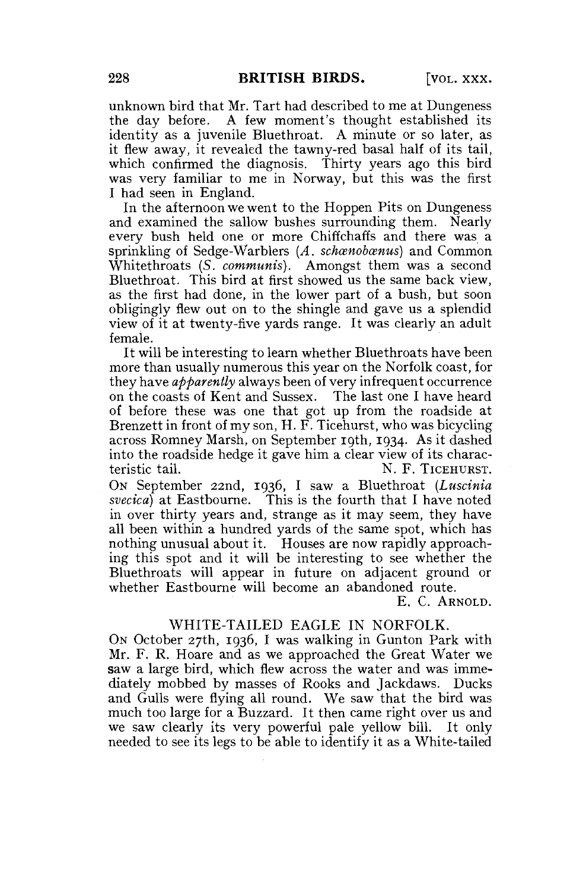unknown bird that Mr. Tart had described to me at Dungeness the day before. A few moment's thought established its identity as a juvenile Bluethroat. A minute or so later, as it flew away, it revealed the tawny-red basal half of its tail, which confirmed the diagnosis. Thirty years ago this bird was very familiar to me in Norway, but this was the first I had seen in England.

In the afternoon we went to the Hoppen Pits on Dungeness and examined the sallow bushes surrounding them. Nearly every bush held one or more Chiffchaffs and there was a sprinkling of Sedge-Warblers (*A. schœnobœnus*) and Common Whitethroats (*S. communis*). Amongst them was a second Bluethroat. This bird at first showed us the same back view, as the first had done, in the lower part of a bush, but soon obligingly flew out on to the shingle and gave us a splendid view of it at twenty-five yards range. It was clearly an adult female.

It will be interesting to learn whether Bluethroats have been more than usually numerous this year on the Norfolk coast, for they have *apparently* always been of very infrequent occurrence on the coasts of Kent and Sussex. The last one I have heard of before these was one that got up from the roadside at Brenzett in front of my son, H. F. Ticehurst, who was bicycling across Romney Marsh, on September 19th, 1934. As it dashed into the roadside hedge it gave him a clear view of its characteristic tail.

N. F. TICEHURST.

ON September 22nd, 1936, I saw a Bluethroat (*Luscinia svecica*) at Eastbourne. This is the fourth that I have noted in over thirty years and, strange as it may seem, they have all been within a hundred yards of the same spot, which has nothing unusual about it. Houses are now rapidly approaching this spot and it will be interesting to see whether the Bluethroats will appear in future on adjacent ground or whether Eastbourne will become an abandoned route.

E. C. ARNOLD.

## WHITE-TAILED EAGLE IN NORFOLK.

ON October 27th, 1936, I was walking in Gunton Park with Mr. F. R. Hoare and as we approached the Great Water we saw a large bird, which flew across the water and was immediately mobbed by masses of Rooks and Jackdaws. Ducks and Gulls were flying all round. We saw that the bird was much too large for a Buzzard. It then came right over us and we saw clearly its very powerful pale yellow bill. It only needed to see its legs to be able to identify it as a White-tailed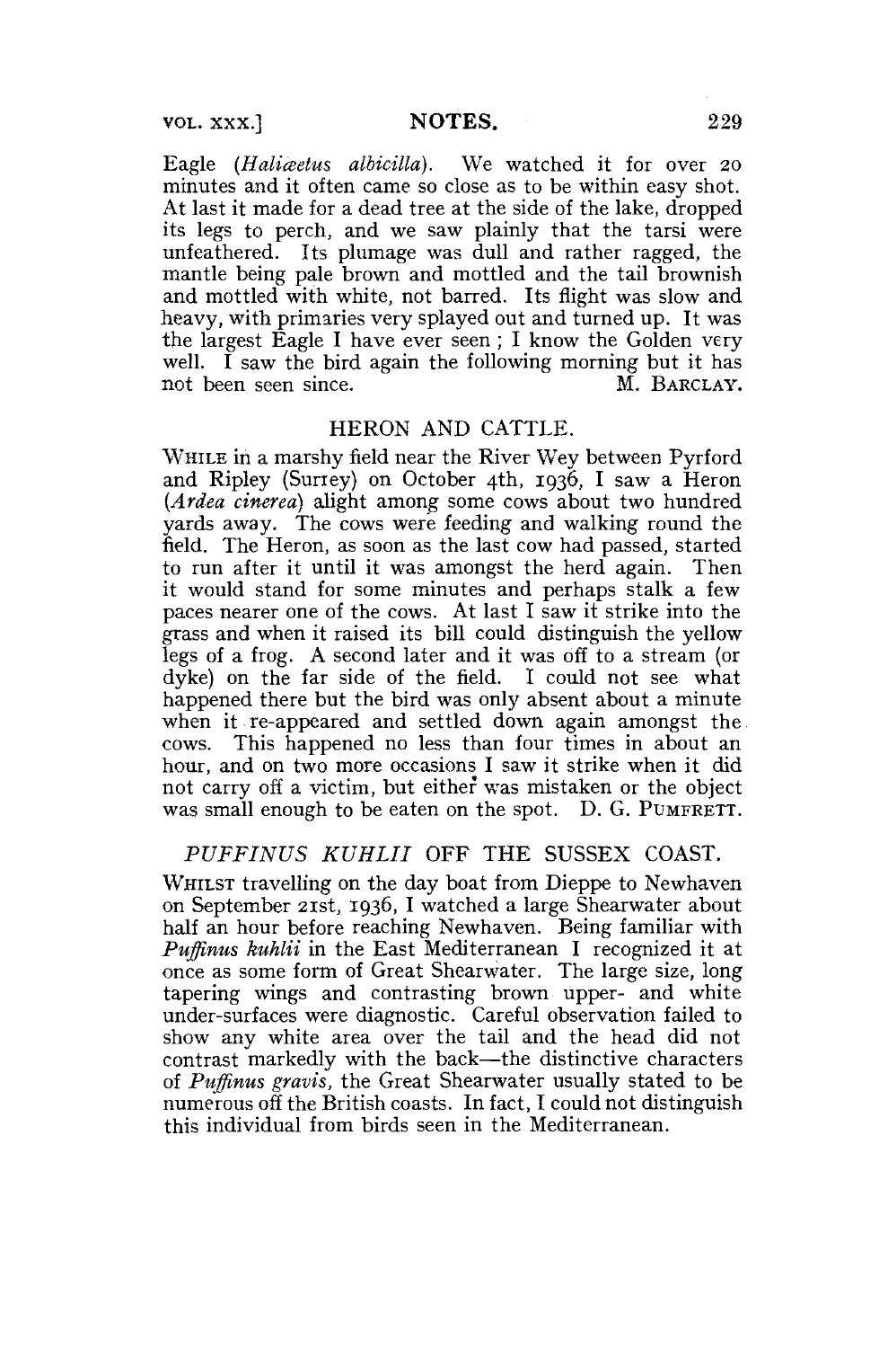Eagle (*Haliæetus albicilla*). We watched it for over 20 minutes and it often came so close as to be within easy shot. At last it made for a dead tree at the side of the lake, dropped its legs to perch, and we saw plainly that the tarsi were unfeathered. Its plumage was dull and rather ragged, the mantle being pale brown and mottled and the tail brownish and mottled with white, not barred. Its flight was slow and heavy, with primaries very splayed out and turned up. It was the largest Eagle I have ever seen; I know the Golden very well. I saw the bird again the following morning but it has not been seen since.

M. BARCLAY.

## HERON AND CATTLE.

WHILE in a marshy field near the River Wey between Pyrford and Ripley (Surrey) on October 4th, 1936, I saw a Heron (*Ardea cinerea*) alight among some cows about two hundred yards away. The cows were feeding and walking round the field. The Heron, as soon as the last cow had passed, started to run after it until it was amongst the herd again. Then it would stand for some minutes and perhaps stalk a few paces nearer one of the cows. At last I saw it strike into the grass and when it raised its bill could distinguish the yellow legs of a frog. A second later and it was off to a stream (or dyke) on the far side of the field. I could not see what happened there but the bird was only absent about a minute when it re-appeared and settled down again amongst the cows. This happened no less than four times in about an hour, and on two more occasions I saw it strike when it did not carry off a victim, but either was mistaken or the object was small enough to be eaten on the spot. D. G. PUMFRETT.

## *PUFFINUS KUHLII* OFF THE SUSSEX COAST.

WHILST travelling on the day boat from Dieppe to Newhaven on September 21st, 1936, I watched a large Shearwater about half an hour before reaching Newhaven. Being familiar with *Puffinus kuhlii* in the East Mediterranean I recognized it at once as some form of Great Shearwater. The large size, long tapering wings and contrasting brown upper- and white under-surfaces were diagnostic. Careful observation failed to show any white area over the tail and the head did not contrast markedly with the back—the distinctive characters of *Puffinus gravis*, the Great Shearwater usually stated to be numerous off the British coasts. In fact, I could not distinguish this individual from birds seen in the Mediterranean.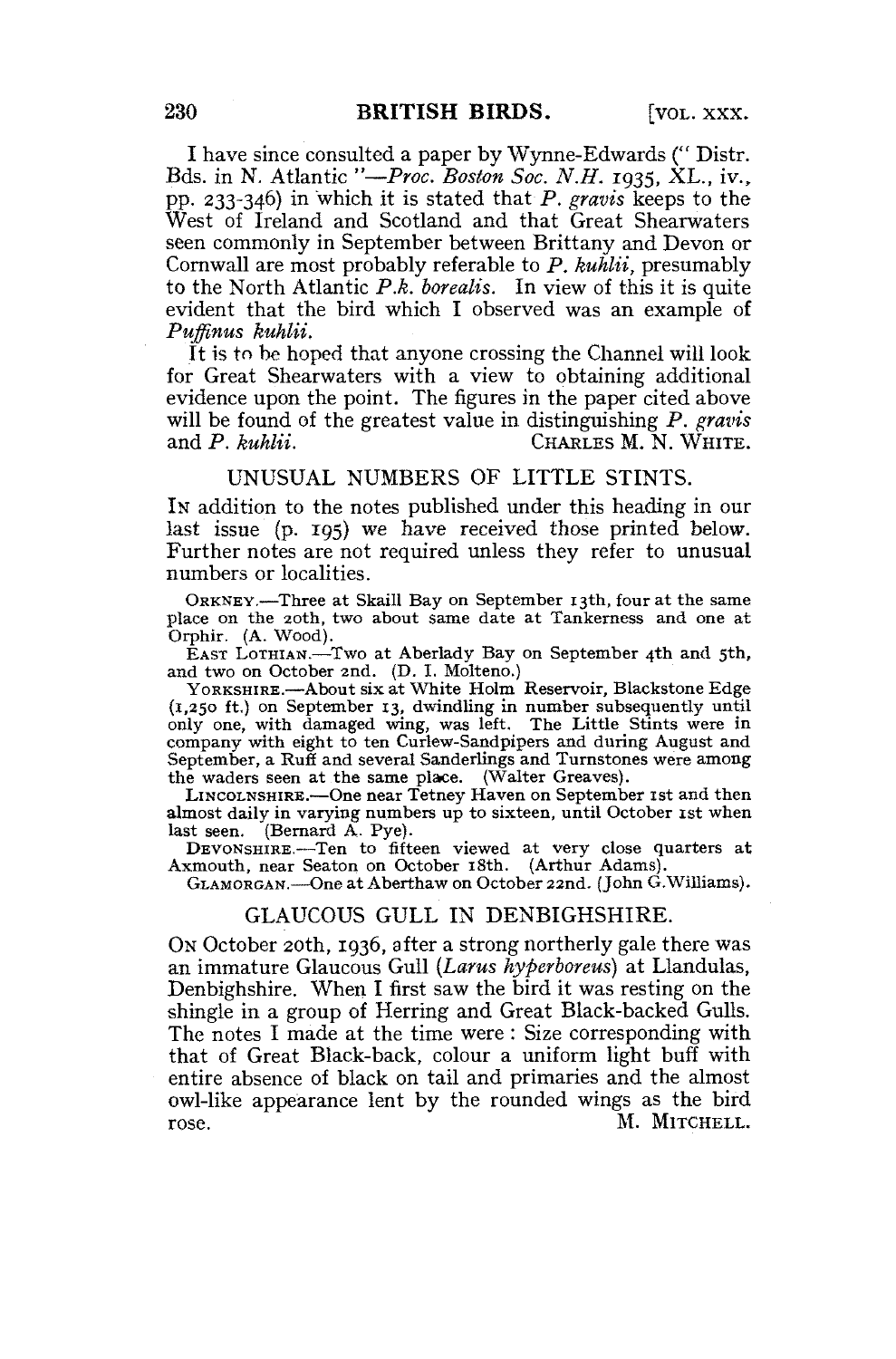I have since consulted a paper by Wynne-Edwards (" Distr. Bds. in N. Atlantic "—*Proc. Boston Soc. N.H.* 1935, XL., iv., pp. 233-346) in which it is stated that *P. gravis* keeps to the West of Ireland and Scotland and that Great Shearwaters seen commonly in September between Brittany and Devon or Cornwall are most probably referable to *P. kuhlii*, presumably to the North Atlantic *P.k. borealis*. In view of this it is quite evident that the bird which I observed was an example of *Puffinus kuhlii*.

It is to be hoped that anyone crossing the Channel will look for Great Shearwaters with a view to obtaining additional evidence upon the point. The figures in the paper cited above will be found of the greatest value in distinguishing *P. gravis* and *P. kuhlii*. CHARLES M. N. WHITE.

## UNUSUAL NUMBERS OF LITTLE STINTS.

IN addition to the notes published under this heading in our last issue (p. 195) we have received those printed below. Further notes are not required unless they refer to unusual numbers or localities.

ORKNEY.—Three at Skaill Bay on September 13th, four at the same place on the 20th, two about same date at Tankerness and one at Orphir. (A. Wood).

EAST LOTHIAN.—Two at Aberlady Bay on September 4th and 5th, and two on October 2nd. (D. I. Molteno.)

YORKSHIRE.—About six at White Holm Reservoir, Blackstone Edge (1,250 ft.) on September 13, dwindling in number subsequently until only one, with damaged wing, was left. The Little Stints were in company with eight to ten Curlew-Sandpipers and during August and September, a Ruff and several Sanderlings and Turnstones were among the waders seen at the same place. (Walter Greaves).

LINCOLNSHIRE.—One near Tetney Haven on September 1st and then almost daily in varying numbers up to sixteen, until October 1st when last seen. (Bernard A. Pye).

DEVONSHIRE.—Ten to fifteen viewed at very close quarters at Axmouth, near Seaton on October 18th. (Arthur Adams).

GLAMORGAN.—One at Aberthaw on October 22nd. (John G.Williams).

## GLAUCOUS GULL IN DENBIGHSHIRE.

ON October 20th, 1936, after a strong northerly gale there was an immature Glaucous Gull (*Larus hyperboreus*) at Llandulas, Denbighshire. When I first saw the bird it was resting on the shingle in a group of Herring and Great Black-backed Gulls. The notes I made at the time were: Size corresponding with that of Great Black-back, colour a uniform light buff with entire absence of black on tail and primaries and the almost owl-like appearance lent by the rounded wings as the bird rose. M. MITCHELL.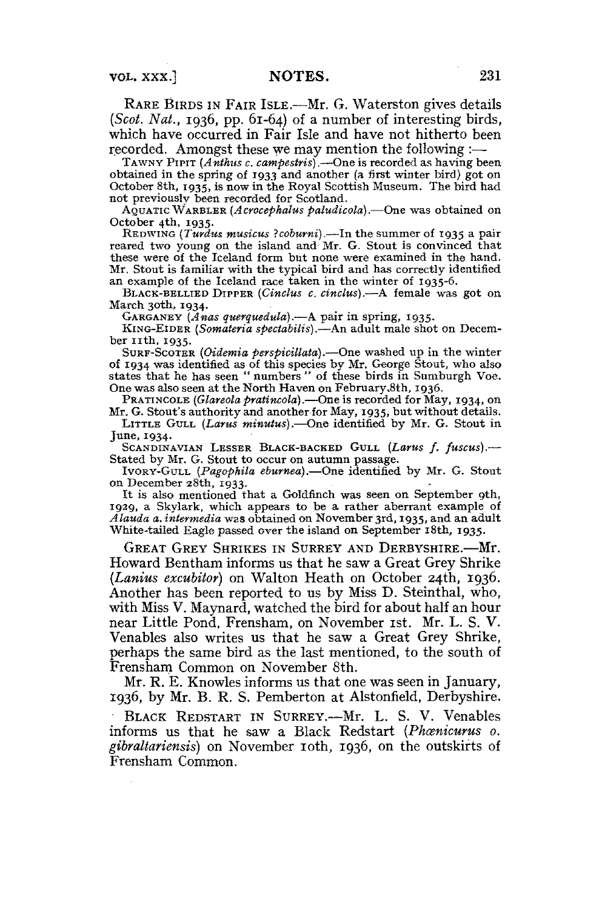RARE BIRDS IN FAIR ISLE.—Mr. G. Waterston gives details (*Scot. Nat.*, 1936, pp. 61-64) of a number of interesting birds, which have occurred in Fair Isle and have not hitherto been recorded. Amongst these we may mention the following :—

TAWNY PIPIT (*Anthus c. campestris*).—One is recorded as having been obtained in the spring of 1933 and another (a first winter bird) got on October 8th, 1935, is now in the Royal Scottish Museum. The bird had not previously been recorded for Scotland.

AQUATIC WARBLER (*Acrocephalus paludicola*).—One was obtained on October 4th, 1935.

REDWING (*Turdus musicus ?coburni*).—In the summer of 1935 a pair reared two young on the island and Mr. G. Stout is convinced that these were of the Iceland form but none were examined in the hand. Mr. Stout is familiar with the typical bird and has correctly identified an example of the Iceland race taken in the winter of 1935-6.

BLACK-BELLIED DIPPER (*Cinclus c. cinclus*).—A female was got on March 30th, 1934.

GARGANEY (*Anas querquedula*).—A pair in spring, 1935.

KING-EIDER (*Somateria spectabilis*).—An adult male shot on December 11th, 1935.

SURF-SCOTER (*Oidemia perspicillata*).—One washed up in the winter of 1934 was identified as of this species by Mr. George Stout, who also states that he has seen "numbers" of these birds in Sumburgh Voe. One was also seen at the North Haven on February 8th, 1936.

PRATINCOLE (*Glareola pratincola*).—One is recorded for May, 1934, on Mr. G. Stout's authority and another for May, 1935, but without details.

LITTLE GULL (*Larus minutus*).—One identified by Mr. G. Stout in June, 1934.

SCANDINAVIAN LESSER BLACK-BACKED GULL (*Larus f. fuscus*).—Stated by Mr. G. Stout to occur on autumn passage.

IVORY-GULL (*Pagophila eburnea*).—One identified by Mr. G. Stout on December 28th, 1933.

It is also mentioned that a Goldfinch was seen on September 9th, 1929, a Skylark, which appears to be a rather aberrant example of *Alauda a. intermedia* was obtained on November 3rd, 1935, and an adult White-tailed Eagle passed over the island on September 18th, 1935.

GREAT GREY SHRIKES IN SURREY AND DERBYSHIRE.—Mr. Howard Bentham informs us that he saw a Great Grey Shrike (*Lanius excubitor*) on Walton Heath on October 24th, 1936. Another has been reported to us by Miss D. Steinthal, who, with Miss V. Maynard, watched the bird for about half an hour near Little Pond, Frensham, on November 1st. Mr. L. S. V. Venables also writes us that he saw a Great Grey Shrike, perhaps the same bird as the last mentioned, to the south of Frensham Common on November 8th.

Mr. R. E. Knowles informs us that one was seen in January, 1936, by Mr. B. R. S. Pemberton at Alstonfield, Derbyshire.

BLACK REDSTART IN SURREY.—Mr. L. S. V. Venables informs us that he saw a Black Redstart (*Phœnicurus o. gibraltariensis*) on November 10th, 1936, on the outskirts of Frensham Common.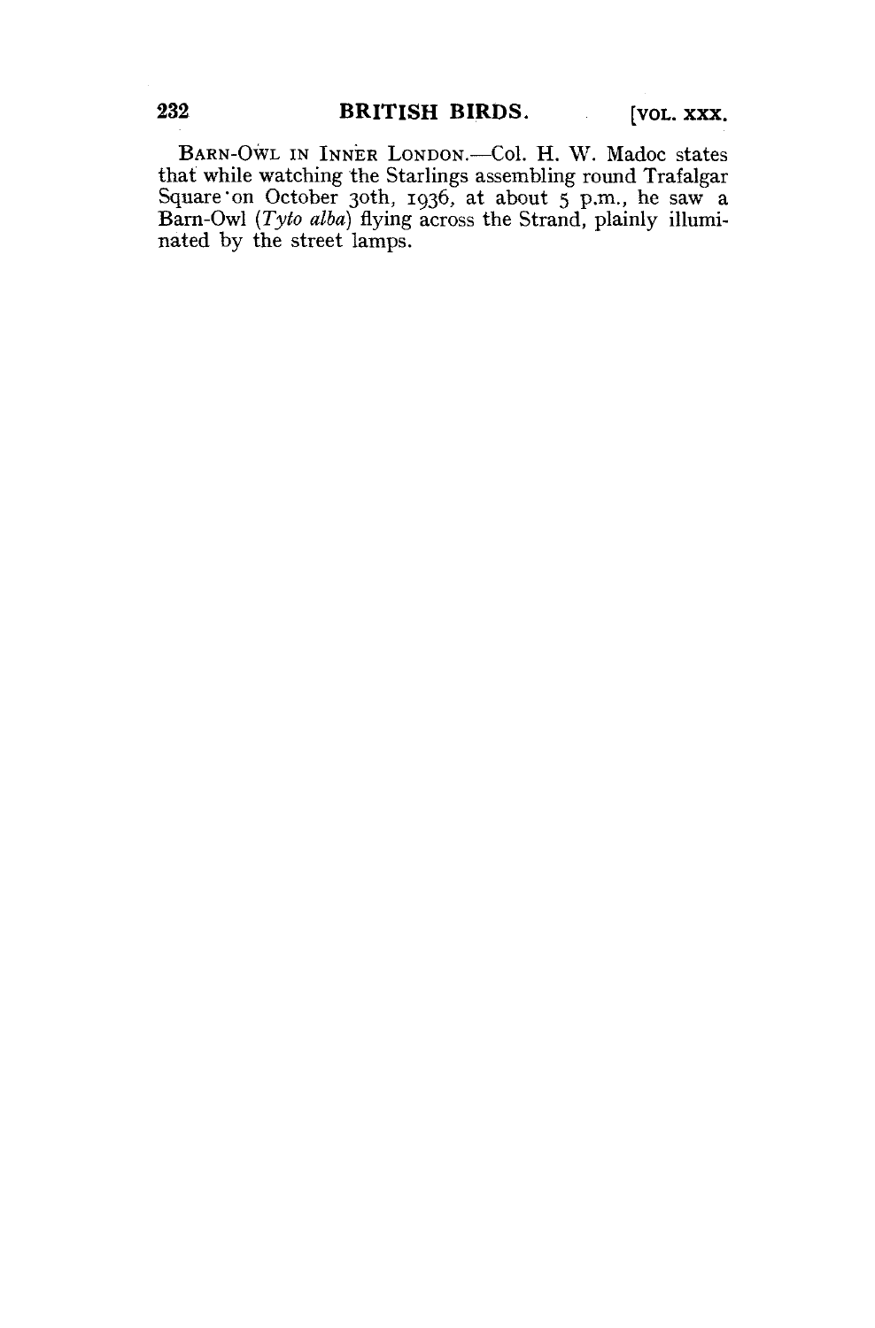BARN-OWL IN INNER LONDON.—Col. H. W. Madoc states that while watching the Starlings assembling round Trafalgar Square on October 30th, 1936, at about 5 p.m., he saw a Barn-Owl (*Tyto alba*) flying across the Strand, plainly illuminated by the street lamps.